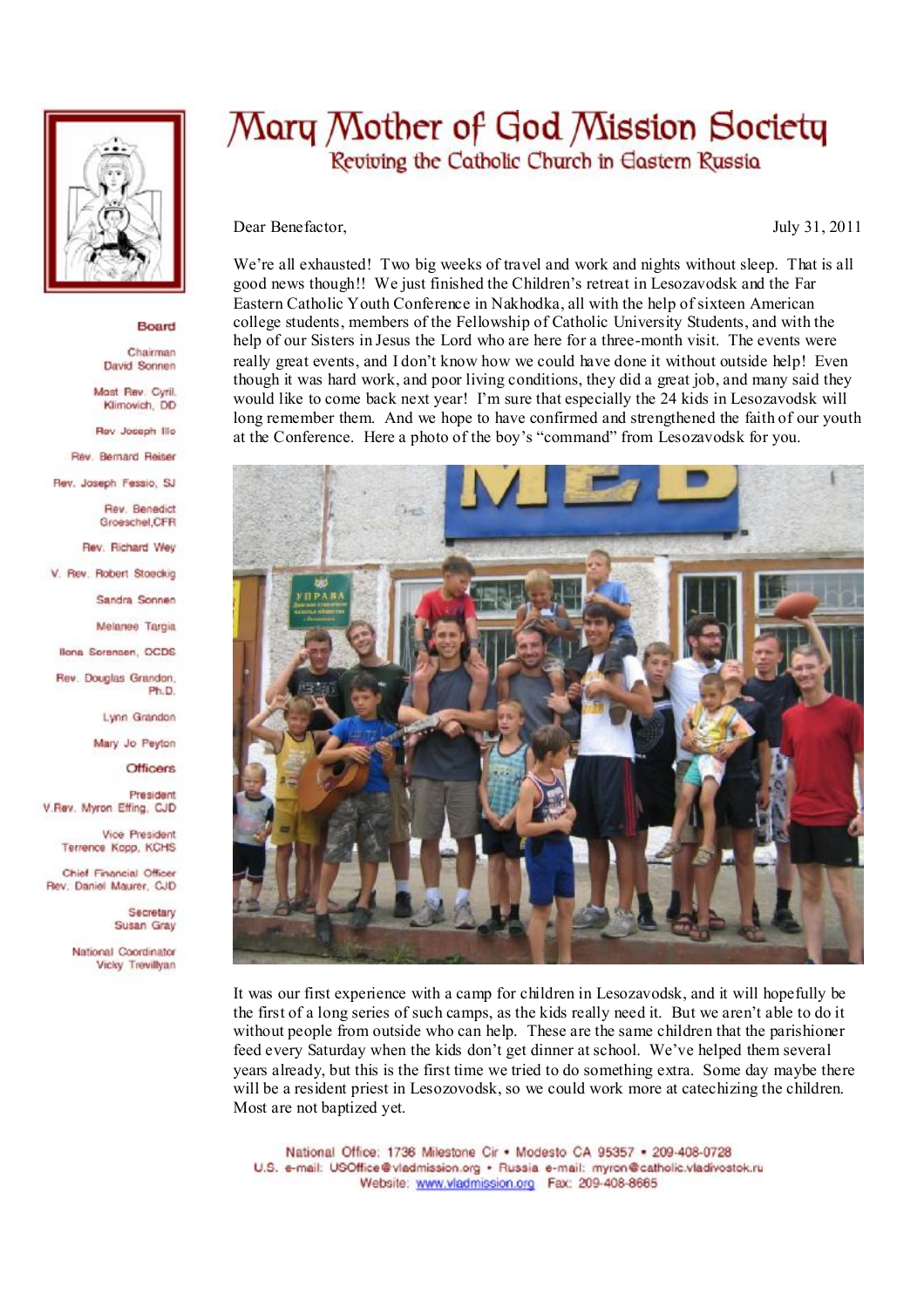# Mary Mother of God Mission Society

## Reviving the Catholic Church in Eastern Russia

**Board**

Chairman
David Sonnen

Most Rev. Cyril Klimovich, DD

Rev. Joseph Illo

Rev. Bernard Reiser

Rev. Joseph Fessio, SJ

Rev. Benedict Groeschel, CFR

Rev. Richard Wey

V. Rev. Robert Stoeckig

Sandra Sonnen

Melanee Targia

Ilona Sorensen, OCDS

Rev. Douglas Grandon, Ph.D.

Lynn Grandon

Mary Jo Peyton

**Officers**

President
V.Rev. Myron Effing, CJD

Vice President
Terrence Kopp, KCHS

Chief Financial Officer
Rev. Daniel Maurer, CJD

Secretary
Susan Gray

National Coordinator
Vicky Trevillyan

Dear Benefactor, July 31, 2011

We're all exhausted! Two big weeks of travel and work and nights without sleep. That is all good news though!! We just finished the Children's retreat in Lesozavodsk and the Far Eastern Catholic Youth Conference in Nakhodka, all with the help of sixteen American college students, members of the Fellowship of Catholic University Students, and with the help of our Sisters in Jesus the Lord who are here for a three-month visit. The events were really great events, and I don't know how we could have done it without outside help! Even though it was hard work, and poor living conditions, they did a great job, and many said they would like to come back next year! I'm sure that especially the 24 kids in Lesozavodsk will long remember them. And we hope to have confirmed and strengthened the faith of our youth at the Conference. Here a photo of the boy's "command" from Lesozavodsk for you.

It was our first experience with a camp for children in Lesozavodsk, and it will hopefully be the first of a long series of such camps, as the kids really need it. But we aren't able to do it without people from outside who can help. These are the same children that the parishioner feed every Saturday when the kids don't get dinner at school. We've helped them several years already, but this is the first time we tried to do something extra. Some day maybe there will be a resident priest in Lesozovodsk, so we could work more at catechizing the children. Most are not baptized yet.

National Office: 1736 Milestone Cir • Modesto CA 95357 • 209-408-0728
U.S. e-mail: USOffice@vladmission.org • Russia e-mail: myron@catholic.vladivostok.ru
Website: www.vladmission.org Fax: 209-408-8665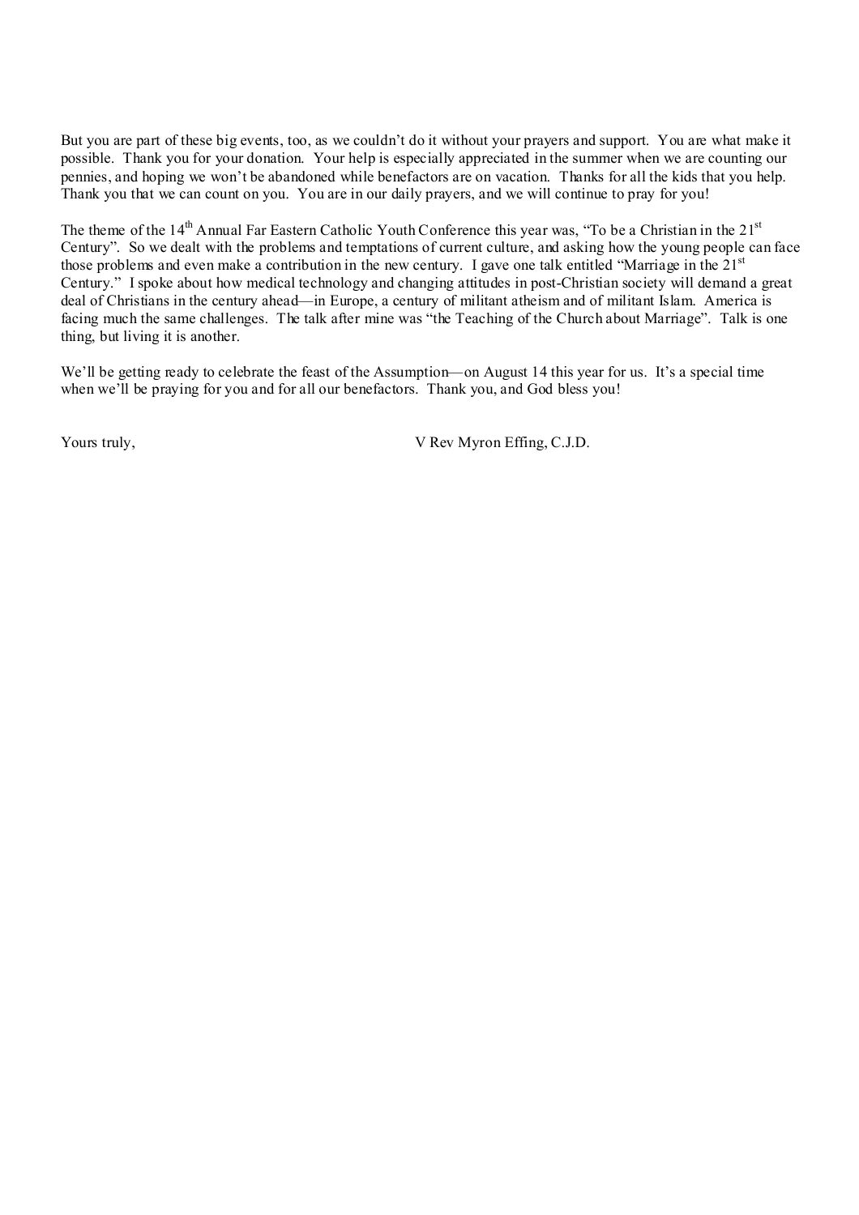But you are part of these big events, too, as we couldn't do it without your prayers and support. You are what make it possible. Thank you for your donation. Your help is especially appreciated in the summer when we are counting our pennies, and hoping we won't be abandoned while benefactors are on vacation. Thanks for all the kids that you help. Thank you that we can count on you. You are in our daily prayers, and we will continue to pray for you!

The theme of the 14th Annual Far Eastern Catholic Youth Conference this year was, "To be a Christian in the 21st Century". So we dealt with the problems and temptations of current culture, and asking how the young people can face those problems and even make a contribution in the new century. I gave one talk entitled "Marriage in the 21st Century." I spoke about how medical technology and changing attitudes in post-Christian society will demand a great deal of Christians in the century ahead—in Europe, a century of militant atheism and of militant Islam. America is facing much the same challenges. The talk after mine was "the Teaching of the Church about Marriage". Talk is one thing, but living it is another.

We'll be getting ready to celebrate the feast of the Assumption—on August 14 this year for us. It's a special time when we'll be praying for you and for all our benefactors. Thank you, and God bless you!

Yours truly, V Rev Myron Effing, C.J.D.